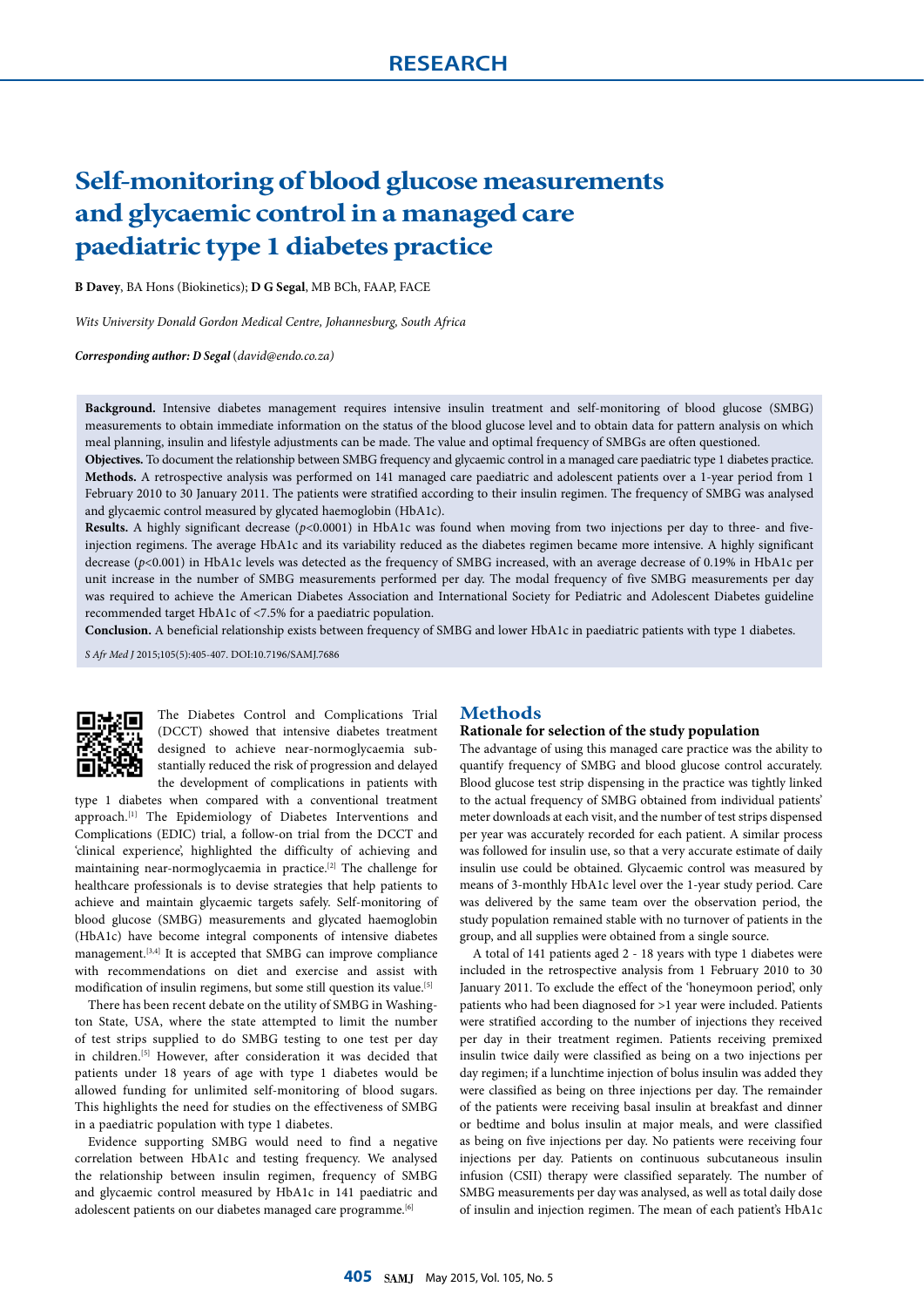RESEARCH

# Self-monitoring of blood glucose measurements and glycaemic control in a managed care paediatric type 1 diabetes practice

**B Davey**, BA Hons (Biokinetics); **D G Segal**, MB BCh, FAAP, FACE

*Wits University Donald Gordon Medical Centre, Johannesburg, South Africa*

***Corresponding author: D Segal*** *(david@endo.co.za)*

**Background.** Intensive diabetes management requires intensive insulin treatment and self-monitoring of blood glucose (SMBG) measurements to obtain immediate information on the status of the blood glucose level and to obtain data for pattern analysis on which meal planning, insulin and lifestyle adjustments can be made. The value and optimal frequency of SMBGs are often questioned.

**Objectives.** To document the relationship between SMBG frequency and glycaemic control in a managed care paediatric type 1 diabetes practice.

**Methods.** A retrospective analysis was performed on 141 managed care paediatric and adolescent patients over a 1-year period from 1 February 2010 to 30 January 2011. The patients were stratified according to their insulin regimen. The frequency of SMBG was analysed and glycaemic control measured by glycated haemoglobin (HbA1c).

**Results.** A highly significant decrease ($p<0.0001$) in HbA1c was found when moving from two injections per day to three- and five-injection regimens. The average HbA1c and its variability reduced as the diabetes regimen became more intensive. A highly significant decrease ($p<0.001$) in HbA1c levels was detected as the frequency of SMBG increased, with an average decrease of 0.19% in HbA1c per unit increase in the number of SMBG measurements performed per day. The modal frequency of five SMBG measurements per day was required to achieve the American Diabetes Association and International Society for Pediatric and Adolescent Diabetes guideline recommended target HbA1c of <7.5% for a paediatric population.

**Conclusion.** A beneficial relationship exists between frequency of SMBG and lower HbA1c in paediatric patients with type 1 diabetes.

*S Afr Med J* 2015;105(5):405-407. DOI:10.7196/SAMJ.7686

The Diabetes Control and Complications Trial (DCCT) showed that intensive diabetes treatment designed to achieve near-normoglycaemia substantially reduced the risk of progression and delayed the development of complications in patients with type 1 diabetes when compared with a conventional treatment approach.[1] The Epidemiology of Diabetes Interventions and Complications (EDIC) trial, a follow-on trial from the DCCT and 'clinical experience', highlighted the difficulty of achieving and maintaining near-normoglycaemia in practice.[2] The challenge for healthcare professionals is to devise strategies that help patients to achieve and maintain glycaemic targets safely. Self-monitoring of blood glucose (SMBG) measurements and glycated haemoglobin (HbA1c) have become integral components of intensive diabetes management.[3,4] It is accepted that SMBG can improve compliance with recommendations on diet and exercise and assist with modification of insulin regimens, but some still question its value.[5]

There has been recent debate on the utility of SMBG in Washington State, USA, where the state attempted to limit the number of test strips supplied to do SMBG testing to one test per day in children.[5] However, after consideration it was decided that patients under 18 years of age with type 1 diabetes would be allowed funding for unlimited self-monitoring of blood sugars. This highlights the need for studies on the effectiveness of SMBG in a paediatric population with type 1 diabetes.

Evidence supporting SMBG would need to find a negative correlation between HbA1c and testing frequency. We analysed the relationship between insulin regimen, frequency of SMBG and glycaemic control measured by HbA1c in 141 paediatric and adolescent patients on our diabetes managed care programme.[6]

## Methods

### Rationale for selection of the study population

The advantage of using this managed care practice was the ability to quantify frequency of SMBG and blood glucose control accurately. Blood glucose test strip dispensing in the practice was tightly linked to the actual frequency of SMBG obtained from individual patients' meter downloads at each visit, and the number of test strips dispensed per year was accurately recorded for each patient. A similar process was followed for insulin use, so that a very accurate estimate of daily insulin use could be obtained. Glycaemic control was measured by means of 3-monthly HbA1c level over the 1-year study period. Care was delivered by the same team over the observation period, the study population remained stable with no turnover of patients in the group, and all supplies were obtained from a single source.

A total of 141 patients aged 2 - 18 years with type 1 diabetes were included in the retrospective analysis from 1 February 2010 to 30 January 2011. To exclude the effect of the 'honeymoon period', only patients who had been diagnosed for >1 year were included. Patients were stratified according to the number of injections they received per day in their treatment regimen. Patients receiving premixed insulin twice daily were classified as being on a two injections per day regimen; if a lunchtime injection of bolus insulin was added they were classified as being on three injections per day. The remainder of the patients were receiving basal insulin at breakfast and dinner or bedtime and bolus insulin at major meals, and were classified as being on five injections per day. No patients were receiving four injections per day. Patients on continuous subcutaneous insulin infusion (CSII) therapy were classified separately. The number of SMBG measurements per day was analysed, as well as total daily dose of insulin and injection regimen. The mean of each patient's HbA1c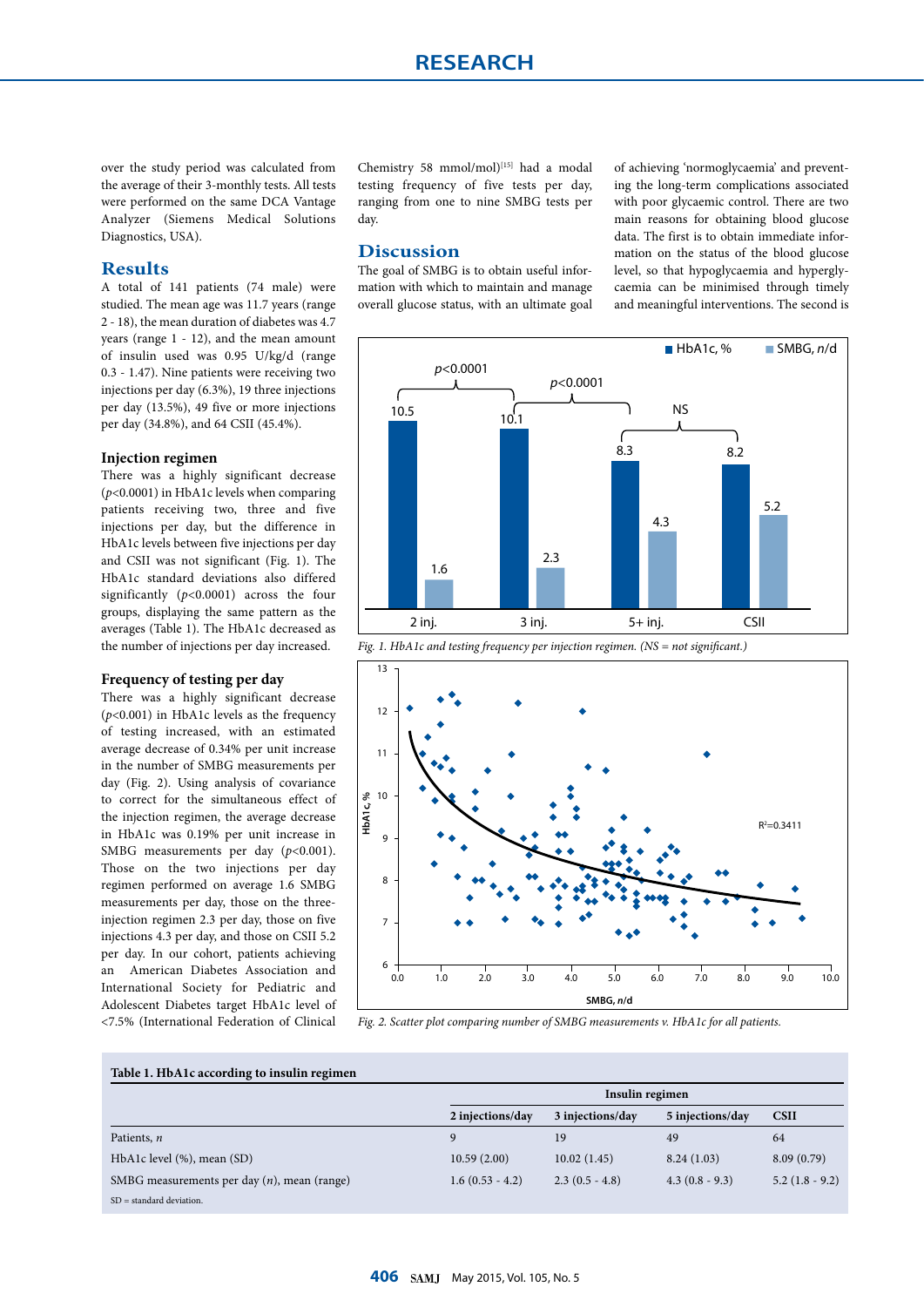over the study period was calculated from the average of their 3-monthly tests. All tests were performed on the same DCA Vantage Analyzer (Siemens Medical Solutions Diagnostics, USA).

## Results

A total of 141 patients (74 male) were studied. The mean age was 11.7 years (range 2 - 18), the mean duration of diabetes was 4.7 years (range 1 - 12), and the mean amount of insulin used was 0.95 U/kg/d (range 0.3 - 1.47). Nine patients were receiving two injections per day (6.3%), 19 three injections per day (13.5%), 49 five or more injections per day (34.8%), and 64 CSII (45.4%).

### Injection regimen

There was a highly significant decrease ($p<0.0001$) in HbA1c levels when comparing patients receiving two, three and five injections per day, but the difference in HbA1c levels between five injections per day and CSII was not significant (Fig. 1). The HbA1c standard deviations also differed significantly ($p<0.0001$) across the four groups, displaying the same pattern as the averages (Table 1). The HbA1c decreased as the number of injections per day increased.

### Frequency of testing per day

There was a highly significant decrease ($p<0.001$) in HbA1c levels as the frequency of testing increased, with an estimated average decrease of 0.34% per unit increase in the number of SMBG measurements per day (Fig. 2). Using analysis of covariance to correct for the simultaneous effect of the injection regimen, the average decrease in HbA1c was 0.19% per unit increase in SMBG measurements per day ($p<0.001$). Those on the two injections per day regimen performed on average 1.6 SMBG measurements per day, those on the three-injection regimen 2.3 per day, those on five injections 4.3 per day, and those on CSII 5.2 per day. In our cohort, patients achieving an American Diabetes Association and International Society for Pediatric and Adolescent Diabetes target HbA1c level of <7.5% (International Federation of Clinical Chemistry 58 mmol/mol)[15] had a modal testing frequency of five tests per day, ranging from one to nine SMBG tests per day.

## Discussion

The goal of SMBG is to obtain useful information with which to maintain and manage overall glucose status, with an ultimate goal of achieving 'normoglycaemia' and preventing the long-term complications associated with poor glycaemic control. There are two main reasons for obtaining blood glucose data. The first is to obtain immediate information on the status of the blood glucose level, so that hypoglycaemia and hyperglycaemia can be minimised through timely and meaningful interventions. The second is

*Fig. 1. HbA1c and testing frequency per injection regimen. (NS = not significant.)*

*Fig. 2. Scatter plot comparing number of SMBG measurements v. HbA1c for all patients.*

**Table 1. HbA1c according to insulin regimen**

| | Insulin regimen | | | |
|---|---|---|---|---|
| | 2 injections/day | 3 injections/day | 5 injections/day | CSII |
| Patients, *n* | 9 | 19 | 49 | 64 |
| HbA1c level (%), mean (SD) | 10.59 (2.00) | 10.02 (1.45) | 8.24 (1.03) | 8.09 (0.79) |
| SMBG measurements per day (*n*), mean (range) | 1.6 (0.53 - 4.2) | 2.3 (0.5 - 4.8) | 4.3 (0.8 - 9.3) | 5.2 (1.8 - 9.2) |

SD = standard deviation.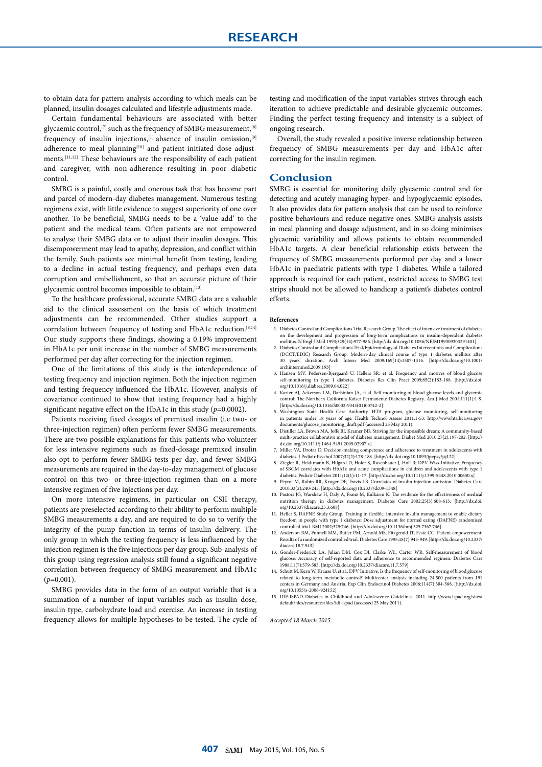to obtain data for pattern analysis according to which meals can be planned, insulin dosages calculated and lifestyle adjustments made.

Certain fundamental behaviours are associated with better glycaemic control,[7] such as the frequency of SMBG measurement,[8] frequency of insulin injections,[1] absence of insulin omission,[9] adherence to meal planning[10] and patient-initiated dose adjustments.[11,12] These behaviours are the responsibility of each patient and caregiver, with non-adherence resulting in poor diabetic control.

SMBG is a painful, costly and onerous task that has become part and parcel of modern-day diabetes management. Numerous testing regimens exist, with little evidence to suggest superiority of one over another. To be beneficial, SMBG needs to be a 'value add' to the patient and the medical team. Often patients are not empowered to analyse their SMBG data or to adjust their insulin dosages. This disempowerment may lead to apathy, depression, and conflict within the family. Such patients see minimal benefit from testing, leading to a decline in actual testing frequency, and perhaps even data corruption and embellishment, so that an accurate picture of their glycaemic control becomes impossible to obtain.[13]

To the healthcare professional, accurate SMBG data are a valuable aid to the clinical assessment on the basis of which treatment adjustments can be recommended. Other studies support a correlation between frequency of testing and HbA1c reduction.[8,14] Our study supports these findings, showing a 0.19% improvement in HbA1c per unit increase in the number of SMBG measurements performed per day after correcting for the injection regimen.

One of the limitations of this study is the interdependence of testing frequency and injection regimen. Both the injection regimen and testing frequency influenced the HbA1c. However, analysis of covariance continued to show that testing frequency had a highly significant negative effect on the HbA1c in this study ($p$=0.0002).

Patients receiving fixed dosages of premixed insulin (i.e two- or three-injection regimen) often perform fewer SMBG measurements. There are two possible explanations for this: patients who volunteer for less intensive regimens such as fixed-dosage premixed insulin also opt to perform fewer SMBG tests per day; and fewer SMBG measurements are required in the day-to-day management of glucose control on this two- or three-injection regimen than on a more intensive regimen of five injections per day.

On more intensive regimens, in particular on CSII therapy, patients are preselected according to their ability to perform multiple SMBG measurements a day, and are required to do so to verify the integrity of the pump function in terms of insulin delivery. The only group in which the testing frequency is less influenced by the injection regimen is the five injections per day group. Sub-analysis of this group using regression analysis still found a significant negative correlation between frequency of SMBG measurement and HbA1c ($p$=0.001).

SMBG provides data in the form of an output variable that is a summation of a number of input variables such as insulin dose, insulin type, carbohydrate load and exercise. An increase in testing frequency allows for multiple hypotheses to be tested. The cycle of testing and modification of the input variables strives through each iteration to achieve predictable and desirable glycaemic outcomes. Finding the perfect testing frequency and intensity is a subject of ongoing research.

Overall, the study revealed a positive inverse relationship between frequency of SMBG measurements per day and HbA1c after correcting for the insulin regimen.

## Conclusion

SMBG is essential for monitoring daily glycaemic control and for detecting and acutely managing hyper- and hypoglycaemic episodes. It also provides data for pattern analysis that can be used to reinforce positive behaviours and reduce negative ones. SMBG analysis assists in meal planning and dosage adjustment, and in so doing minimises glycaemic variability and allows patients to obtain recommended HbA1c targets. A clear beneficial relationship exists between the frequency of SMBG measurements performed per day and a lower HbA1c in paediatric patients with type 1 diabetes. While a tailored approach is required for each patient, restricted access to SMBG test strips should not be allowed to handicap a patient's diabetes control efforts.

### References

1. Diabetes Control and Complications Trial Research Group. The effect of intensive treatment of diabetes on the development and progression of long-term complications in insulin-dependent diabetes mellitus. N Engl J Med 1993;329(14):977-986. [http://dx.doi.org/10.1056/NEJM199309303291401]
2. Diabetes Control and Complications Trial/Epidemiology of Diabetes Interventions and Complications (DCCT/EDIC) Research Group. Modern-day clinical course of type 1 diabetes mellitus after 30 years' duration. Arch Intern Med 2009;169(14):1307-1316. [http://dx.doi.org/10.1001/archinternmed.2009.193]
3. Hansen MV, Pedersen-Bjergaard U, Hellers SR, et al. Frequency and motives of blood glucose self-monitoring in type 1 diabetes. Diabetes Res Clin Pract 2009;85(2):183-188. [http://dx.doi.org/10.1016/j.diabres.2009.04.022]
4. Karter AJ, Ackerson LM, Darbinian JA, et al. Self-monitoring of blood glucose levels and glycemic control: The Northern California Kaiser Permanente Diabetes Registry. Am J Med 2001;111(1):1-9. [http://dx.doi.org/10.1016/S0002-9343(01)00742-2]
5. Washington State Health Care Authority. HTA program, glucose monitoring, self-monitoring in patients under 18 years of age. Health Technol Assess 2011;1-53. http://www.hta.hca.wa.gov/documents/glucose_monitoring_draft.pdf (accessed 25 May 2011).
6. Distiller LA, Brown MA, Joffe BI, Kramer BD. Striving for the impossible dream: A community-based multi-practice collaborative model of diabetes management. Diabet Med 2010;27(2):197-202. [http://dx.doi.org/10.1111/j.1464-5491.2009.02907.x]
7. Miller VA, Drotar D. Decision-making competence and adherence to treatment in adolescents with diabetes. J Pediatr Psychol 2007;32(2):178-188. [http://dx.doi.org/10.1093/jpepsy/jsj122]
8. Ziegler R, Heidtmann B, Hilgard D, Hofer S, Rosenbauer J, Holl R; DPV-Wiss-Initiative. Frequency of SBGM correlates with HbA1c and acute complications in children and adolescents with type 1 diabetes. Pediatr Diabetes 2011;12(1):11-17. [http://dx.doi.org/10.1111/j.1399-5448.2010.00650.x]
9. Peyrot M, Rubin RR, Kruger DF, Travis LB. Correlates of insulin injection omission. Diabetes Care 2010;33(2):240-245. [http://dx.doi.org/10.2337/dc09-1348]
10. Pastors JG, Warshaw H, Daly A, Franz M, Kulkarni K. The evidence for the effectiveness of medical nutrition therapy in diabetes management. Diabetes Care 2002;25(3):608-613. [http://dx.doi.org/10.2337/diacare.25.3.608]
11. Heller S, DAFNE Study Group. Training in flexible, intensive insulin management to enable dietary freedom in people with type 1 diabetes: Dose adjustment for normal eating (DAFNE) randomised controlled trial. BMJ 2002;325:746. [http://dx.doi.org/10.1136/bmj.325.7367.746]
12. Anderson RM, Funnell MM, Butler PM, Arnold MS, Fitzgerald JT, Feste CC. Patient empowerment: Results of a randomized controlled trial. Diabetes Care 1995;18(7):943-949. [http://dx.doi.org/10.2337/diacare.18.7.943]
13. Gonder-Frederick LA, Julian DM, Cox DJ, Clarke WL, Carter WR. Self-measurement of blood glucose. Accuracy of self-reported data and adherence to recommended regimen. Diabetes Care 1988;11(7):579-585. [http://dx.doi.org/10.2337/diacare.11.7.579]
14. Schütt M, Kern W, Krause U, et al.; DPV Initiative. Is the frequency of self-monitoring of blood glucose related to long-term metabolic control? Multicenter analysis including 24,500 patients from 191 centers in Germany and Austria. Exp Clin Endocrinol Diabetes 2006;114(7):384-388. [http://dx.doi.org/10.1055/s-2006-924152]
15. IDF-ISPAD Diabetes in Childhood and Adolescence Guidelines. 2011. http://www.ispad.org/sites/default/files/resources/files/idf-ispad (accessed 25 May 2011).

*Accepted 18 March 2015.*